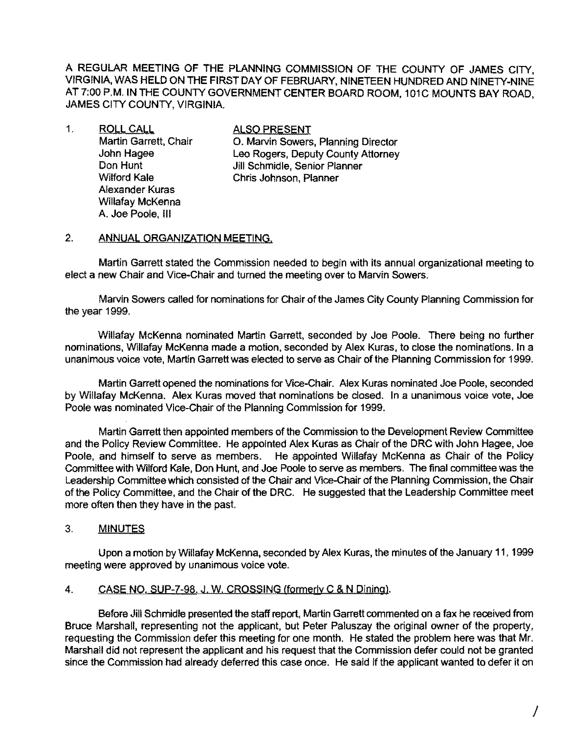A REGULAR MEETING OF THE PLANNING COMMISSION OF THE COUNTY OF JAMES CITY, VIRGINIA, WAS HELD ON THE FIRST DAY OF FEBRUARY, NINETEEN HUNDRED AND NINETY-NINE AT 7:00 P.M. IN THE COUNTY GOVERNMENT CENTER BOARD ROOM, 101C MOUNTS BAY ROAD, JAMES CITY COUNTY, VIRGINIA.

1. ROLL CALL

| ROLL CALL | ALSO PRESENT |
|---|---|
| Martin Garrett, Chair | O. Marvin Sowers, Planning Director |
| John Hagee | Leo Rogers, Deputy County Attorney |
| Don Hunt | Jill Schmidle, Senior Planner |
| Wilford Kale | Chris Johnson, Planner |
| Alexander Kuras | |
| Willafay McKenna | |
| A. Joe Poole, III | |

2. ANNUAL ORGANIZATION MEETING.

Martin Garrett stated the Commission needed to begin with its annual organizational meeting to elect a new Chair and Vice-Chair and turned the meeting over to Marvin Sowers.

Marvin Sowers called for nominations for Chair of the James City County Planning Commission for the year 1999.

Willafay McKenna nominated Martin Garrett, seconded by Joe Poole. There being no further nominations, Willafay McKenna made a motion, seconded by Alex Kuras, to close the nominations. In a unanimous voice vote, Martin Garrett was elected to serve as Chair of the Planning Commission for 1999.

Martin Garrett opened the nominations for Vice-Chair. Alex Kuras nominated Joe Poole, seconded by Willafay McKenna. Alex Kuras moved that nominations be closed. In a unanimous voice vote, Joe Poole was nominated Vice-Chair of the Planning Commission for 1999.

Martin Garrett then appointed members of the Commission to the Development Review Committee and the Policy Review Committee. He appointed Alex Kuras as Chair of the DRC with John Hagee, Joe Poole, and himself to serve as members. He appointed Willafay McKenna as Chair of the Policy Committee with Wilford Kale, Don Hunt, and Joe Poole to serve as members. The final committee was the Leadership Committee which consisted of the Chair and Vice-Chair of the Planning Commission, the Chair of the Policy Committee, and the Chair of the DRC. He suggested that the Leadership Committee meet more often then they have in the past.

3. MINUTES

Upon a motion by Willafay McKenna, seconded by Alex Kuras, the minutes of the January 11, 1999 meeting were approved by unanimous voice vote.

4. CASE NO. SUP-7-98. J. W. CROSSING (formerly C & N Dining).

Before Jill Schmidle presented the staff report, Martin Garrett commented on a fax he received from Bruce Marshall, representing not the applicant, but Peter Paluszay the original owner of the property, requesting the Commission defer this meeting for one month. He stated the problem here was that Mr. Marshall did not represent the applicant and his request that the Commission defer could not be granted since the Commission had already deferred this case once. He said if the applicant wanted to defer it on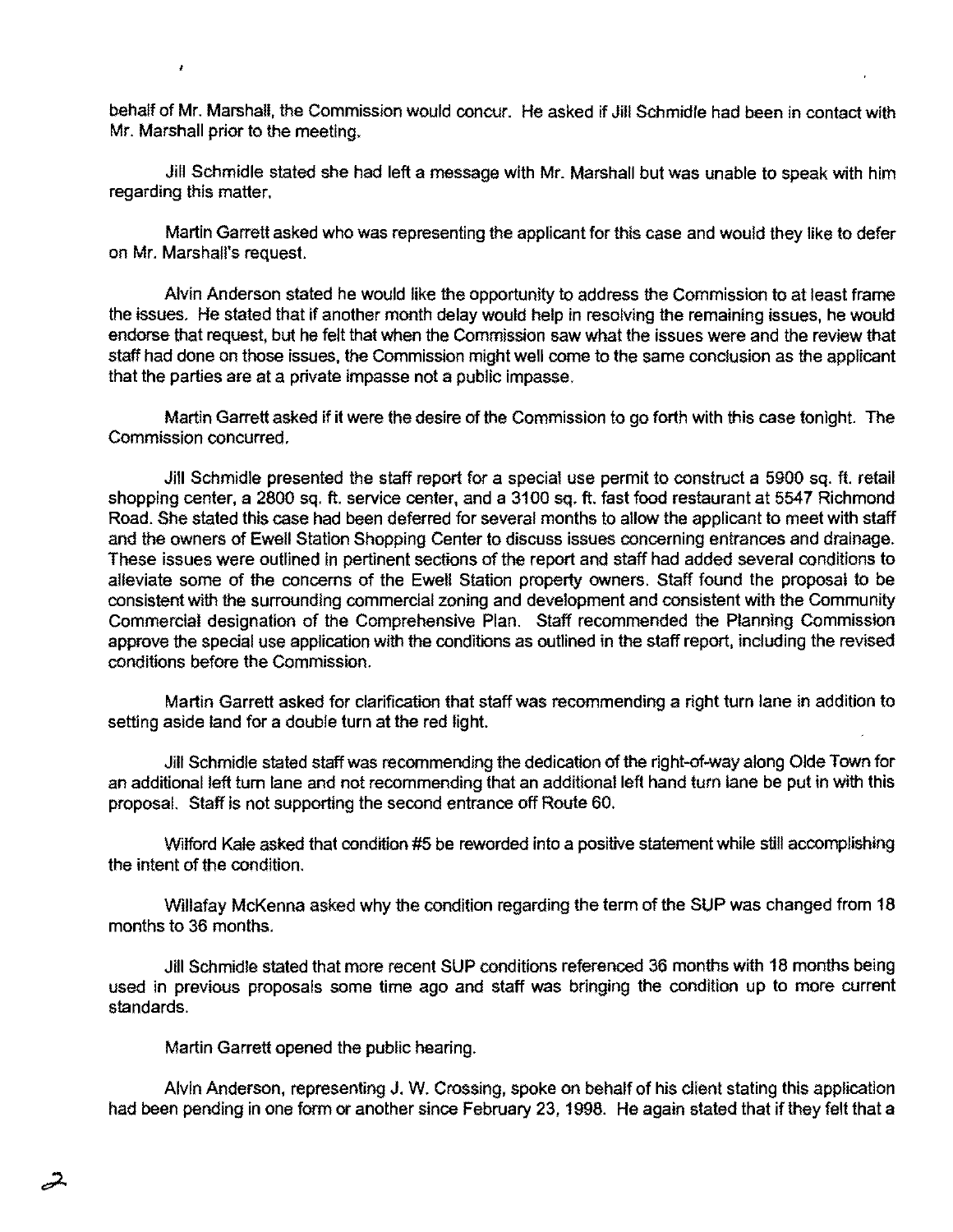behalf of Mr. Marshall, the Commission would concur. He asked if Jill Schmidle had been in contact with Mr. Marshall prior to the meeting.

Jill Schmidle stated she had left a message with Mr. Marshall but was unable to speak with him regarding this matter.

Martin Garrett asked who was representing the applicant for this case and would they like to defer on Mr. Marshall's request.

Alvin Anderson stated he would like the opportunity to address the Commission to at least frame the issues. He stated that if another month delay would help in resolving the remaining issues, he would endorse that request, but he felt that when the Commission saw what the issues were and the review that staff had done on those issues, the Commission might well come to the same conclusion as the applicant that the parties are at a private impasse not a public impasse.

Martin Garrett asked if it were the desire of the Commission to go forth with this case tonight. The Commission concurred.

Jill Schmidle presented the staff report for a special use permit to construct a 5900 sq. ft. retail shopping center, a 2800 sq. ft. service center, and a 3100 sq. ft. fast food restaurant at 5547 Richmond Road. She stated this case had been deferred for several months to allow the applicant to meet with staff and the owners of Ewell Station Shopping Center to discuss issues concerning entrances and drainage. These issues were outlined in pertinent sections of the report and staff had added several conditions to alleviate some of the concerns of the Ewell Station property owners. Staff found the proposal to be consistent with the surrounding commercial zoning and development and consistent with the Community Commercial designation of the Comprehensive Plan. Staff recommended the Planning Commission approve the special use application with the conditions as outlined in the staff report, including the revised conditions before the Commission.

Martin Garrett asked for clarification that staff was recommending a right turn lane in addition to setting aside land for a double turn at the red light.

Jill Schmidle stated staff was recommending the dedication of the right-of-way along Olde Town for an additional left turn lane and not recommending that an additional left hand turn lane be put in with this proposal. Staff is not supporting the second entrance off Route 60.

Wilford Kale asked that condition #5 be reworded into a positive statement while still accomplishing the intent of the condition.

Willafay McKenna asked why the condition regarding the term of the SUP was changed from 18 months to 36 months.

Jill Schmidle stated that more recent SUP conditions referenced 36 months with 18 months being used in previous proposals some time ago and staff was bringing the condition up to more current standards.

Martin Garrett opened the public hearing.

Alvin Anderson, representing J. W. Crossing, spoke on behalf of his client stating this application had been pending in one form or another since February 23, 1998. He again stated that if they felt that a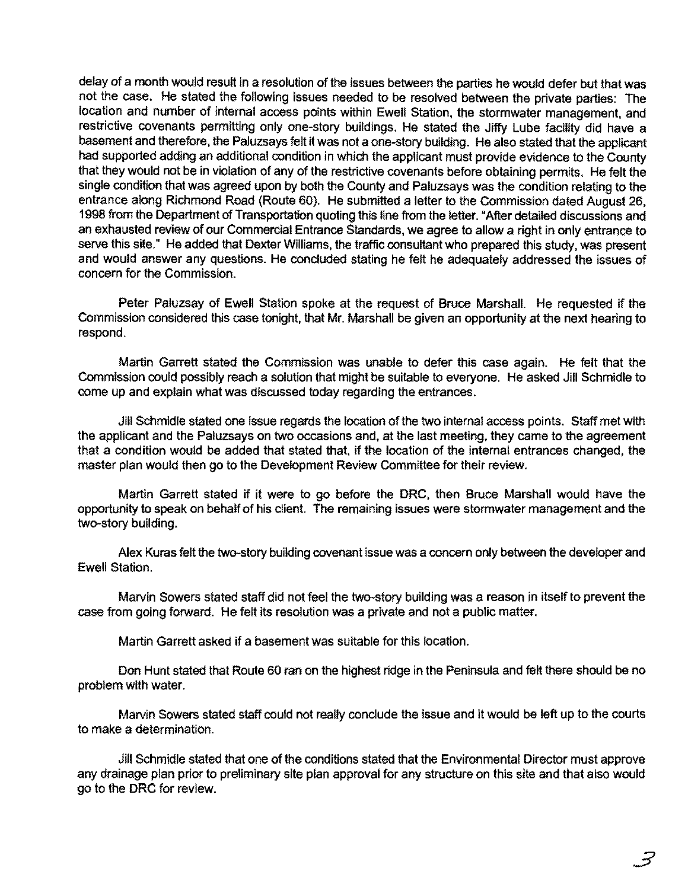delay of a month would result in a resolution of the issues between the parties he would defer but that was not the case. He stated the following issues needed to be resolved between the private parties: The location and number of internal access points within Ewell Station, the stormwater management, and restrictive covenants permitting only one-story buildings. He stated the Jiffy Lube facility did have a basement and therefore, the Paluzsays felt it was not a one-story building. He also stated that the applicant had supported adding an additional condition in which the applicant must provide evidence to the County that they would not be in violation of any of the restrictive covenants before obtaining permits. He felt the single condition that was agreed upon by both the County and Paluzsays was the condition relating to the entrance along Richmond Road (Route 60). He submitted a letter to the Commission dated August 26, 1998 from the Department of Transportation quoting this line from the letter. "After detailed discussions and an exhausted review of our Commercial Entrance Standards, we agree to allow a right in only entrance to serve this site." He added that Dexter Williams, the traffic consultant who prepared this study, was present and would answer any questions. He concluded stating he felt he adequately addressed the issues of concern for the Commission.

Peter Paluzsay of Ewell Station spoke at the request of Bruce Marshall. He requested if the Commission considered this case tonight, that Mr. Marshall be given an opportunity at the next hearing to respond.

Martin Garrett stated the Commission was unable to defer this case again. He felt that the Commission could possibly reach a solution that might be suitable to everyone. He asked Jill Schmidle to come up and explain what was discussed today regarding the entrances.

Jill Schmidle stated one issue regards the location of the two internal access points. Staff met with the applicant and the Paluzsays on two occasions and, at the last meeting, they came to the agreement that a condition would be added that stated that, if the location of the internal entrances changed, the master plan would then go to the Development Review Committee for their review.

Martin Garrett stated if it were to go before the DRC, then Bruce Marshall would have the opportunity to speak on behalf of his client. The remaining issues were stormwater management and the two-story building.

Alex Kuras felt the two-story building covenant issue was a concern only between the developer and Ewell Station.

Marvin Sowers stated staff did not feel the two-story building was a reason in itself to prevent the case from going forward. He felt its resolution was a private and not a public matter.

Martin Garrett asked if a basement was suitable for this location.

Don Hunt stated that Route 60 ran on the highest ridge in the Peninsula and felt there should be no problem with water.

Marvin Sowers stated staff could not really conclude the issue and it would be left up to the courts to make a determination.

Jill Schmidle stated that one of the conditions stated that the Environmental Director must approve any drainage plan prior to preliminary site plan approval for any structure on this site and that also would go to the DRC for review.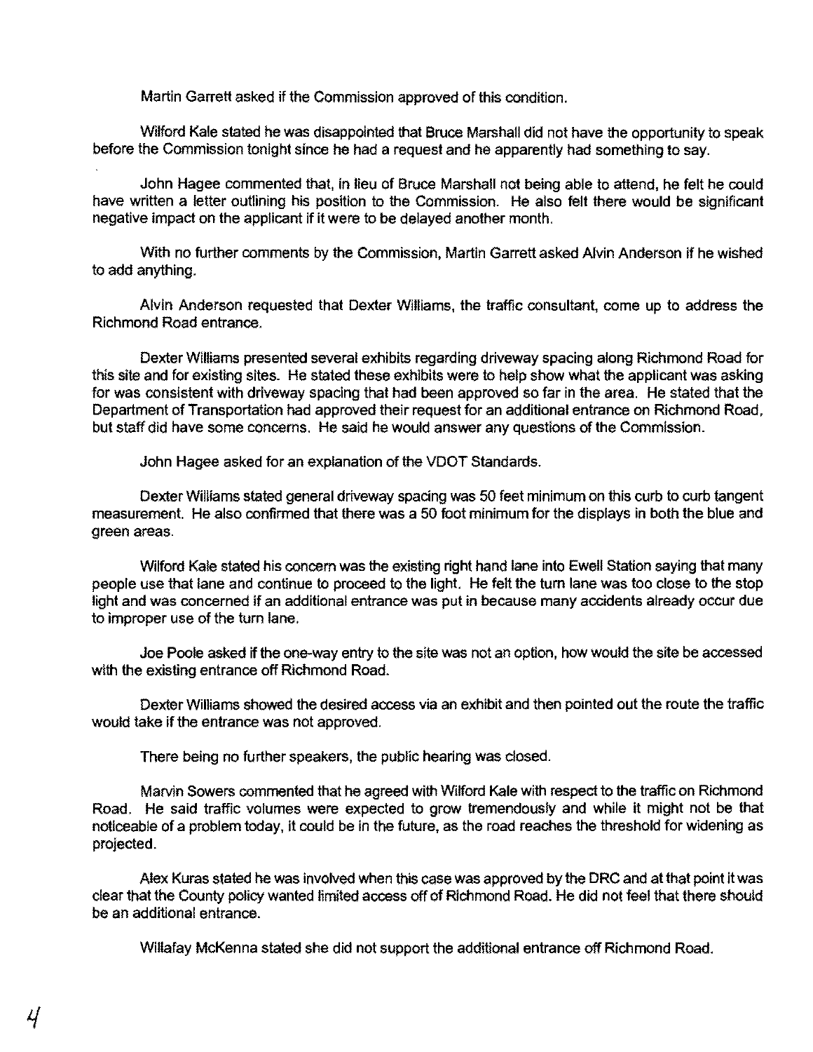Martin Garrett asked if the Commission approved of this condition.

Wilford Kale stated he was disappointed that Bruce Marshall did not have the opportunity to speak before the Commission tonight since he had a request and he apparently had something to say.

John Hagee commented that, in lieu of Bruce Marshall not being able to attend, he felt he could have written a letter outlining his position to the Commission. He also felt there would be significant negative impact on the applicant if it were to be delayed another month.

With no further comments by the Commission, Martin Garrett asked Alvin Anderson if he wished to add anything.

Alvin Anderson requested that Dexter Williams, the traffic consultant, come up to address the Richmond Road entrance.

Dexter Williams presented several exhibits regarding driveway spacing along Richmond Road for this site and for existing sites. He stated these exhibits were to help show what the applicant was asking for was consistent with driveway spacing that had been approved so far in the area. He stated that the Department of Transportation had approved their request for an additional entrance on Richmond Road, but staff did have some concerns. He said he would answer any questions of the Commission.

John Hagee asked for an explanation of the VDOT Standards.

Dexter Williams stated general driveway spacing was 50 feet minimum on this curb to curb tangent measurement. He also confirmed that there was a 50 foot minimum for the displays in both the blue and green areas.

Wilford Kale stated his concern was the existing right hand lane into Ewell Station saying that many people use that lane and continue to proceed to the light. He felt the turn lane was too close to the stop light and was concerned if an additional entrance was put in because many accidents already occur due to improper use of the turn lane.

Joe Poole asked if the one-way entry to the site was not an option, how would the site be accessed with the existing entrance off Richmond Road.

Dexter Williams showed the desired access via an exhibit and then pointed out the route the traffic would take if the entrance was not approved.

There being no further speakers, the public hearing was closed.

Marvin Sowers commented that he agreed with Wilford Kale with respect to the traffic on Richmond Road. He said traffic volumes were expected to grow tremendously and while it might not be that noticeable of a problem today, it could be in the future, as the road reaches the threshold for widening as projected.

Alex Kuras stated he was involved when this case was approved by the DRC and at that point it was clear that the County policy wanted limited access off of Richmond Road. He did not feel that there should be an additional entrance.

Willafay McKenna stated she did not support the additional entrance off Richmond Road.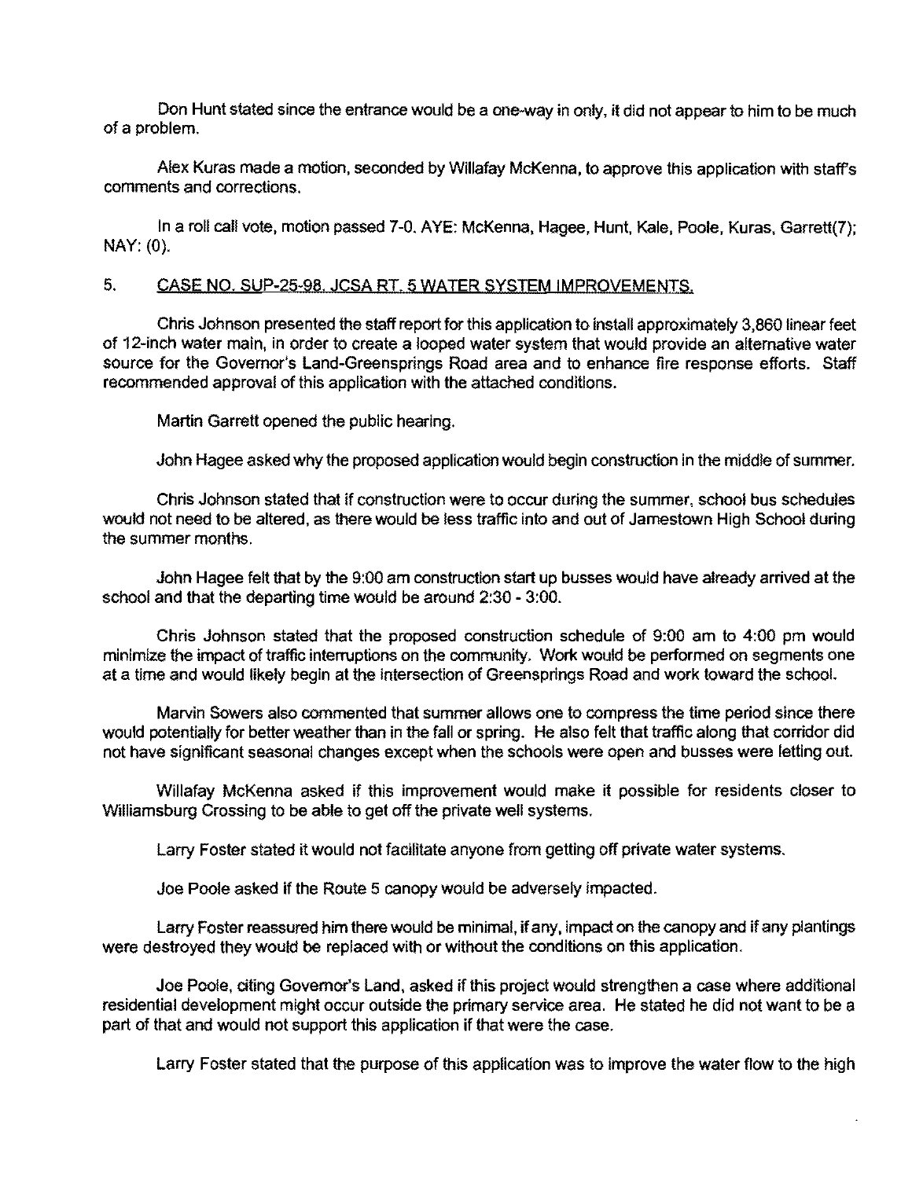Don Hunt stated since the entrance would be a one-way in only, it did not appear to him to be much of a problem.

Alex Kuras made a motion, seconded by Willafay McKenna, to approve this application with staff's comments and corrections.

In a roll call vote, motion passed 7-0. AYE: McKenna, Hagee, Hunt, Kale, Poole, Kuras, Garrett(7); NAY: (0).

## 5. CASE NO. SUP-25-98. JCSA RT. 5 WATER SYSTEM IMPROVEMENTS.

Chris Johnson presented the staff report for this application to install approximately 3,860 linear feet of 12-inch water main, in order to create a looped water system that would provide an alternative water source for the Governor's Land-Greensprings Road area and to enhance fire response efforts. Staff recommended approval of this application with the attached conditions.

Martin Garrett opened the public hearing.

John Hagee asked why the proposed application would begin construction in the middle of summer.

Chris Johnson stated that if construction were to occur during the summer, school bus schedules would not need to be altered, as there would be less traffic into and out of Jamestown High School during the summer months.

John Hagee felt that by the 9:00 am construction start up busses would have already arrived at the school and that the departing time would be around 2:30 - 3:00.

Chris Johnson stated that the proposed construction schedule of 9:00 am to 4:00 pm would minimize the impact of traffic interruptions on the community. Work would be performed on segments one at a time and would likely begin at the intersection of Greensprings Road and work toward the school.

Marvin Sowers also commented that summer allows one to compress the time period since there would potentially for better weather than in the fall or spring. He also felt that traffic along that corridor did not have significant seasonal changes except when the schools were open and busses were letting out.

Willafay McKenna asked if this improvement would make it possible for residents closer to Williamsburg Crossing to be able to get off the private well systems.

Larry Foster stated it would not facilitate anyone from getting off private water systems.

Joe Poole asked if the Route 5 canopy would be adversely impacted.

Larry Foster reassured him there would be minimal, if any, impact on the canopy and if any plantings were destroyed they would be replaced with or without the conditions on this application.

Joe Poole, citing Governor's Land, asked if this project would strengthen a case where additional residential development might occur outside the primary service area. He stated he did not want to be a part of that and would not support this application if that were the case.

Larry Foster stated that the purpose of this application was to improve the water flow to the high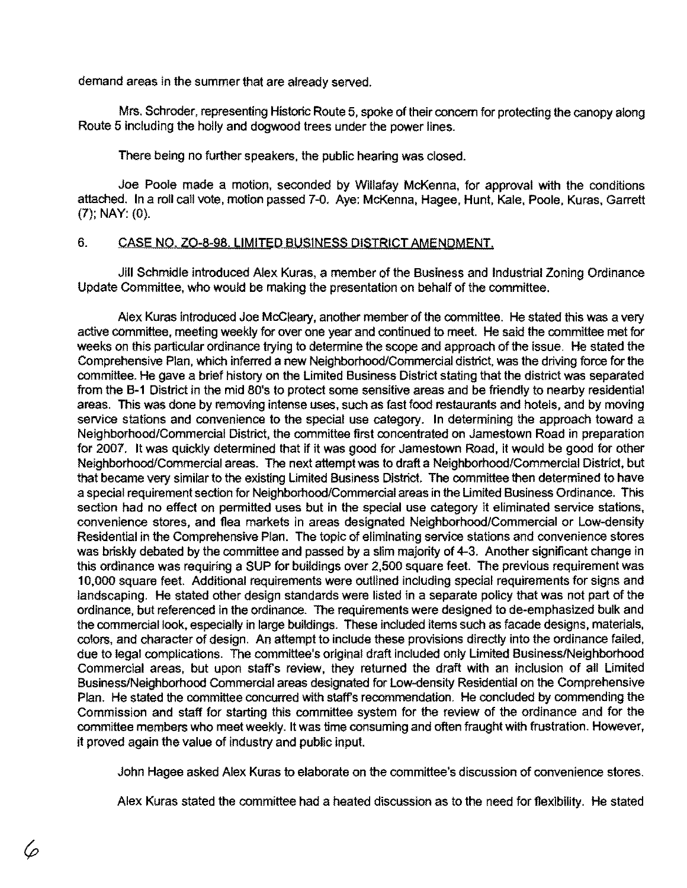demand areas in the summer that are already served.

Mrs. Schroder, representing Historic Route 5, spoke of their concern for protecting the canopy along Route 5 including the holly and dogwood trees under the power lines.

There being no further speakers, the public hearing was closed.

Joe Poole made a motion, seconded by Willafay McKenna, for approval with the conditions attached. In a roll call vote, motion passed 7-0. Aye: McKenna, Hagee, Hunt, Kale, Poole, Kuras, Garrett (7); NAY: (0).

## 6. CASE NO. ZO-8-98. LIMITED BUSINESS DISTRICT AMENDMENT.

Jill Schmidle introduced Alex Kuras, a member of the Business and Industrial Zoning Ordinance Update Committee, who would be making the presentation on behalf of the committee.

Alex Kuras introduced Joe McCleary, another member of the committee. He stated this was a very active committee, meeting weekly for over one year and continued to meet. He said the committee met for weeks on this particular ordinance trying to determine the scope and approach of the issue. He stated the Comprehensive Plan, which inferred a new Neighborhood/Commercial district, was the driving force for the committee. He gave a brief history on the Limited Business District stating that the district was separated from the B-1 District in the mid 80's to protect some sensitive areas and be friendly to nearby residential areas. This was done by removing intense uses, such as fast food restaurants and hotels, and by moving service stations and convenience to the special use category. In determining the approach toward a Neighborhood/Commercial District, the committee first concentrated on Jamestown Road in preparation for 2007. It was quickly determined that if it was good for Jamestown Road, it would be good for other Neighborhood/Commercial areas. The next attempt was to draft a Neighborhood/Commercial District, but that became very similar to the existing Limited Business District. The committee then determined to have a special requirement section for Neighborhood/Commercial areas in the Limited Business Ordinance. This section had no effect on permitted uses but in the special use category it eliminated service stations, convenience stores, and flea markets in areas designated Neighborhood/Commercial or Low-density Residential in the Comprehensive Plan. The topic of eliminating service stations and convenience stores was briskly debated by the committee and passed by a slim majority of 4-3. Another significant change in this ordinance was requiring a SUP for buildings over 2,500 square feet. The previous requirement was 10,000 square feet. Additional requirements were outlined including special requirements for signs and landscaping. He stated other design standards were listed in a separate policy that was not part of the ordinance, but referenced in the ordinance. The requirements were designed to de-emphasized bulk and the commercial look, especially in large buildings. These included items such as facade designs, materials, colors, and character of design. An attempt to include these provisions directly into the ordinance failed, due to legal complications. The committee's original draft included only Limited Business/Neighborhood Commercial areas, but upon staff's review, they returned the draft with an inclusion of all Limited Business/Neighborhood Commercial areas designated for Low-density Residential on the Comprehensive Plan. He stated the committee concurred with staff's recommendation. He concluded by commending the Commission and staff for starting this committee system for the review of the ordinance and for the committee members who meet weekly. It was time consuming and often fraught with frustration. However, it proved again the value of industry and public input.

John Hagee asked Alex Kuras to elaborate on the committee's discussion of convenience stores.

Alex Kuras stated the committee had a heated discussion as to the need for flexibility. He stated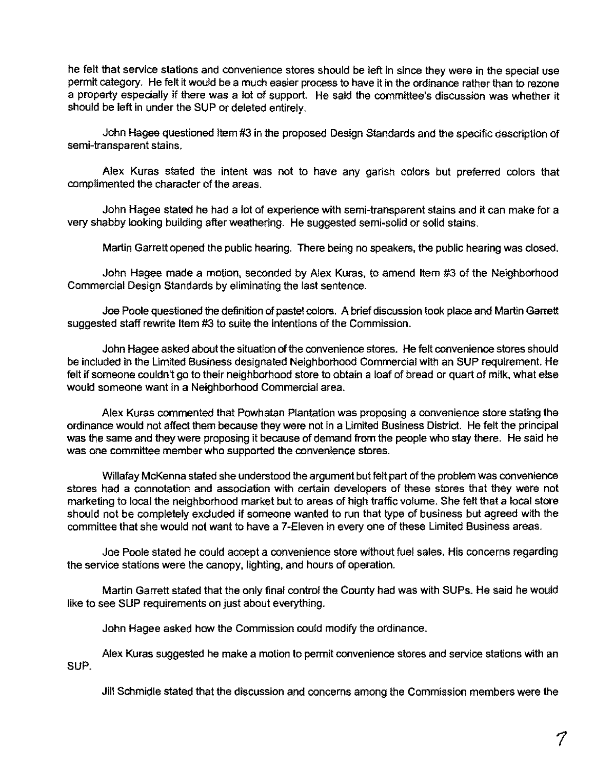he felt that service stations and convenience stores should be left in since they were in the special use permit category. He felt it would be a much easier process to have it in the ordinance rather than to rezone a property especially if there was a lot of support. He said the committee's discussion was whether it should be left in under the SUP or deleted entirely.

John Hagee questioned Item #3 in the proposed Design Standards and the specific description of semi-transparent stains.

Alex Kuras stated the intent was not to have any garish colors but preferred colors that complimented the character of the areas.

John Hagee stated he had a lot of experience with semi-transparent stains and it can make for a very shabby looking building after weathering. He suggested semi-solid or solid stains.

Martin Garrett opened the public hearing. There being no speakers, the public hearing was closed.

John Hagee made a motion, seconded by Alex Kuras, to amend Item #3 of the Neighborhood Commercial Design Standards by eliminating the last sentence.

Joe Poole questioned the definition of pastel colors. A brief discussion took place and Martin Garrett suggested staff rewrite Item #3 to suite the intentions of the Commission.

John Hagee asked about the situation of the convenience stores. He felt convenience stores should be included in the Limited Business designated Neighborhood Commercial with an SUP requirement. He felt if someone couldn't go to their neighborhood store to obtain a loaf of bread or quart of milk, what else would someone want in a Neighborhood Commercial area.

Alex Kuras commented that Powhatan Plantation was proposing a convenience store stating the ordinance would not affect them because they were not in a Limited Business District. He felt the principal was the same and they were proposing it because of demand from the people who stay there. He said he was one committee member who supported the convenience stores.

Willafay McKenna stated she understood the argument but felt part of the problem was convenience stores had a connotation and association with certain developers of these stores that they were not marketing to local the neighborhood market but to areas of high traffic volume. She felt that a local store should not be completely excluded if someone wanted to run that type of business but agreed with the committee that she would not want to have a 7-Eleven in every one of these Limited Business areas.

Joe Poole stated he could accept a convenience store without fuel sales. His concerns regarding the service stations were the canopy, lighting, and hours of operation.

Martin Garrett stated that the only final control the County had was with SUPs. He said he would like to see SUP requirements on just about everything.

John Hagee asked how the Commission could modify the ordinance.

Alex Kuras suggested he make a motion to permit convenience stores and service stations with an SUP.

Jill Schmidle stated that the discussion and concerns among the Commission members were the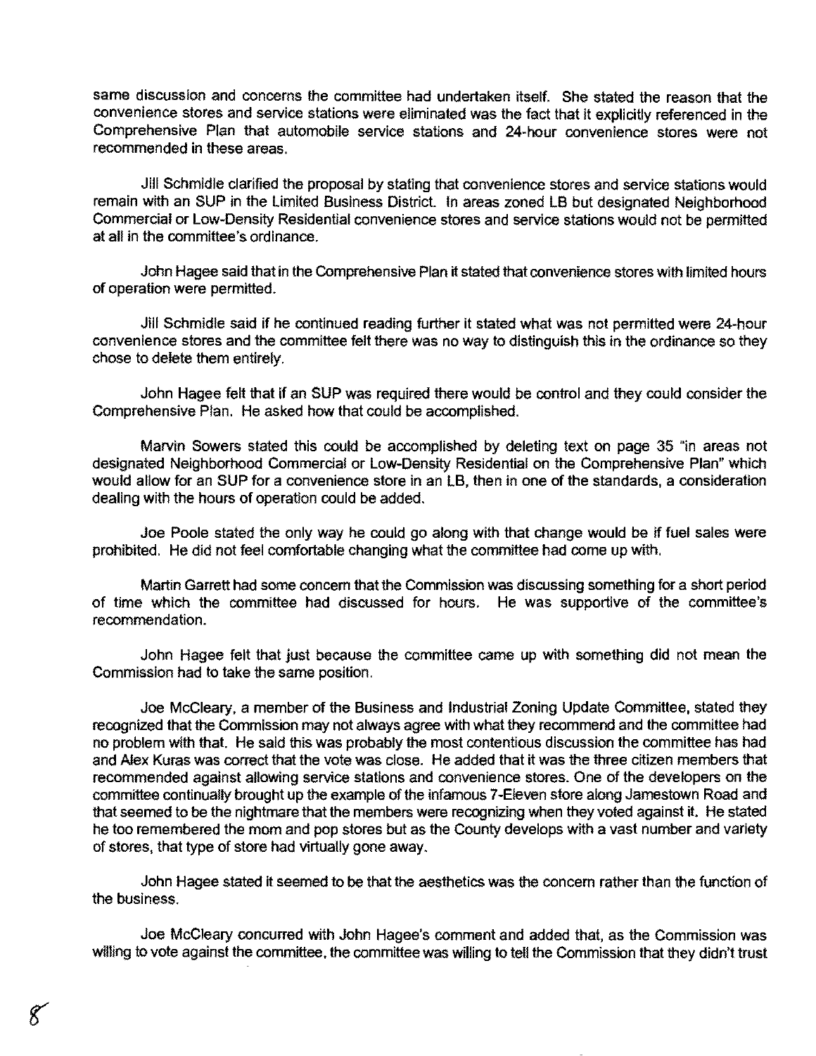same discussion and concerns the committee had undertaken itself. She stated the reason that the convenience stores and service stations were eliminated was the fact that it explicitly referenced in the Comprehensive Plan that automobile service stations and 24-hour convenience stores were not recommended in these areas.

Jill Schmidle clarified the proposal by stating that convenience stores and service stations would remain with an SUP in the Limited Business District. In areas zoned LB but designated Neighborhood Commercial or Low-Density Residential convenience stores and service stations would not be permitted at all in the committee's ordinance.

John Hagee said that in the Comprehensive Plan it stated that convenience stores with limited hours of operation were permitted.

Jill Schmidle said if he continued reading further it stated what was not permitted were 24-hour convenience stores and the committee felt there was no way to distinguish this in the ordinance so they chose to delete them entirely.

John Hagee felt that if an SUP was required there would be control and they could consider the Comprehensive Plan. He asked how that could be accomplished.

Marvin Sowers stated this could be accomplished by deleting text on page 35 "in areas not designated Neighborhood Commercial or Low-Density Residential on the Comprehensive Plan" which would allow for an SUP for a convenience store in an LB, then in one of the standards, a consideration dealing with the hours of operation could be added.

Joe Poole stated the only way he could go along with that change would be if fuel sales were prohibited. He did not feel comfortable changing what the committee had come up with.

Martin Garrett had some concern that the Commission was discussing something for a short period of time which the committee had discussed for hours. He was supportive of the committee's recommendation.

John Hagee felt that just because the committee came up with something did not mean the Commission had to take the same position.

Joe McCleary, a member of the Business and Industrial Zoning Update Committee, stated they recognized that the Commission may not always agree with what they recommend and the committee had no problem with that. He said this was probably the most contentious discussion the committee has had and Alex Kuras was correct that the vote was close. He added that it was the three citizen members that recommended against allowing service stations and convenience stores. One of the developers on the committee continually brought up the example of the infamous 7-Eleven store along Jamestown Road and that seemed to be the nightmare that the members were recognizing when they voted against it. He stated he too remembered the mom and pop stores but as the County develops with a vast number and variety of stores, that type of store had virtually gone away.

John Hagee stated it seemed to be that the aesthetics was the concern rather than the function of the business.

Joe McCleary concurred with John Hagee's comment and added that, as the Commission was willing to vote against the committee, the committee was willing to tell the Commission that they didn't trust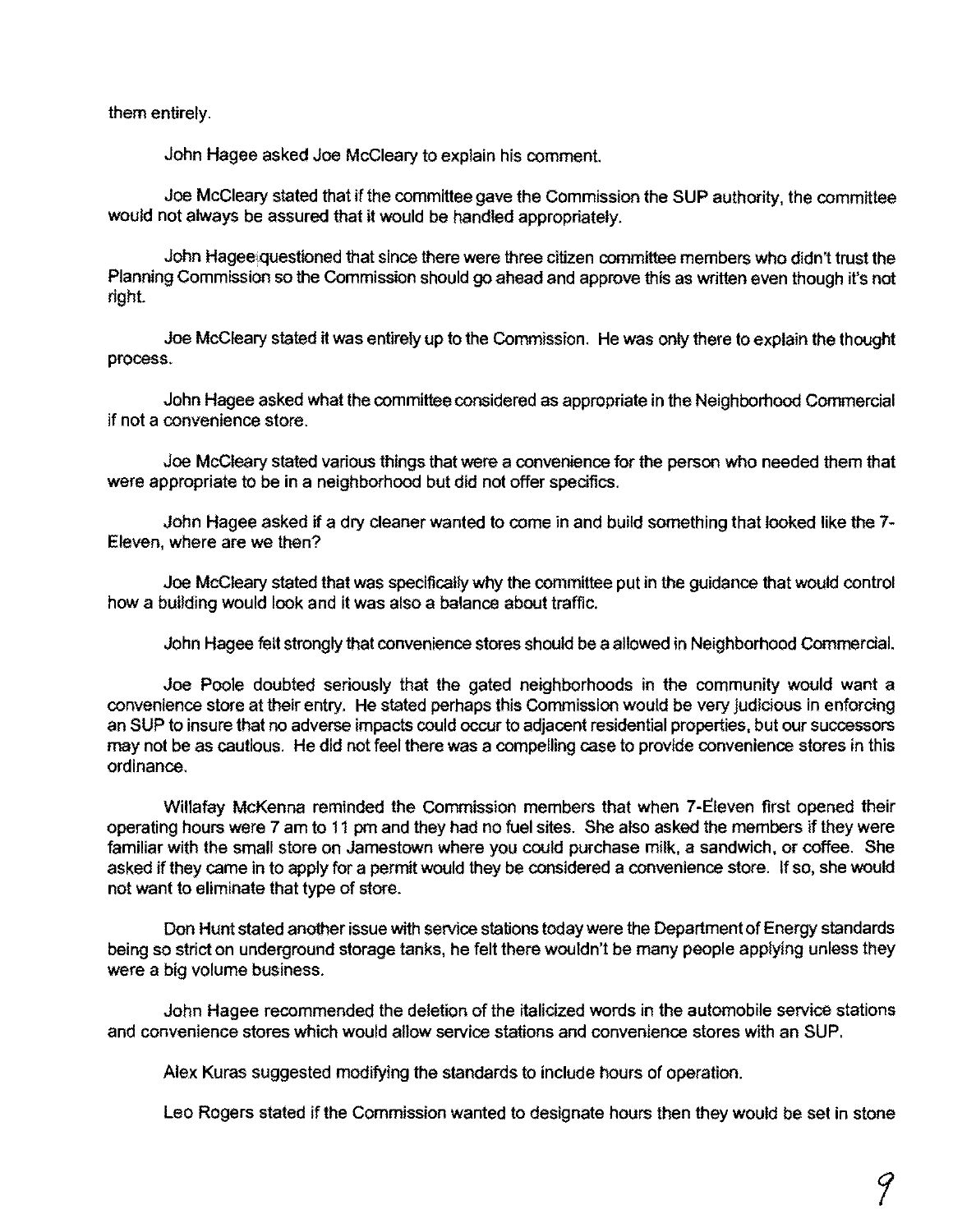them entirely.

John Hagee asked Joe McCleary to explain his comment.

Joe McCleary stated that if the committee gave the Commission the SUP authority, the committee would not always be assured that it would be handled appropriately.

John Hagee questioned that since there were three citizen committee members who didn't trust the Planning Commission so the Commission should go ahead and approve this as written even though it's not right.

Joe McCleary stated it was entirely up to the Commission. He was only there to explain the thought process.

John Hagee asked what the committee considered as appropriate in the Neighborhood Commercial if not a convenience store.

Joe McCleary stated various things that were a convenience for the person who needed them that were appropriate to be in a neighborhood but did not offer specifics.

John Hagee asked if a dry cleaner wanted to come in and build something that looked like the 7-Eleven, where are we then?

Joe McCleary stated that was specifically why the committee put in the guidance that would control how a building would look and it was also a balance about traffic.

John Hagee felt strongly that convenience stores should be a allowed in Neighborhood Commercial.

Joe Poole doubted seriously that the gated neighborhoods in the community would want a convenience store at their entry. He stated perhaps this Commission would be very judicious in enforcing an SUP to insure that no adverse impacts could occur to adjacent residential properties, but our successors may not be as cautious. He did not feel there was a compelling case to provide convenience stores in this ordinance.

Willafay McKenna reminded the Commission members that when 7-Eleven first opened their operating hours were 7 am to 11 pm and they had no fuel sites. She also asked the members if they were familiar with the small store on Jamestown where you could purchase milk, a sandwich, or coffee. She asked if they came in to apply for a permit would they be considered a convenience store. If so, she would not want to eliminate that type of store.

Don Hunt stated another issue with service stations today were the Department of Energy standards being so strict on underground storage tanks, he felt there wouldn't be many people applying unless they were a big volume business.

John Hagee recommended the deletion of the italicized words in the automobile service stations and convenience stores which would allow service stations and convenience stores with an SUP.

Alex Kuras suggested modifying the standards to include hours of operation.

Leo Rogers stated if the Commission wanted to designate hours then they would be set in stone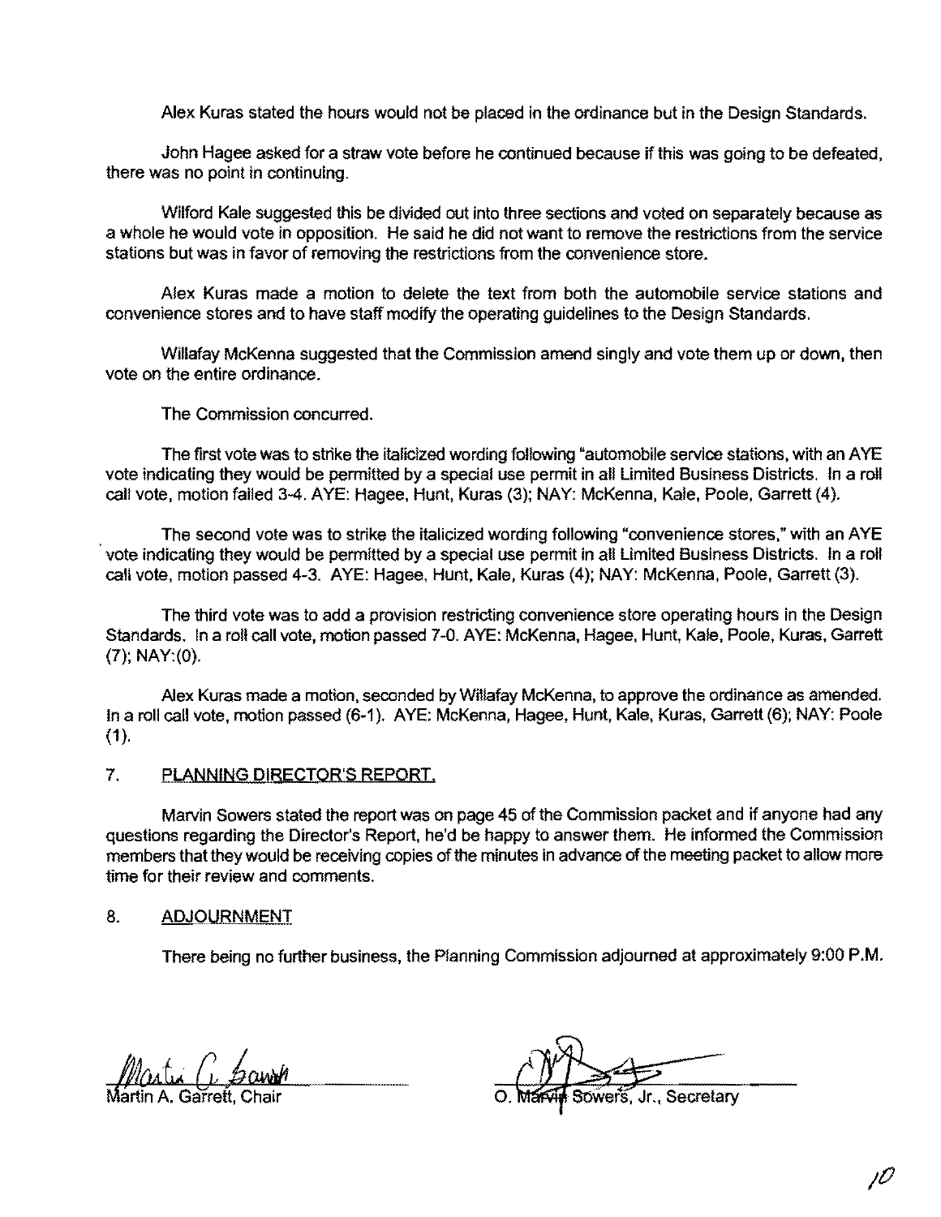Alex Kuras stated the hours would not be placed in the ordinance but in the Design Standards.

John Hagee asked for a straw vote before he continued because if this was going to be defeated, there was no point in continuing.

Wilford Kale suggested this be divided out into three sections and voted on separately because as a whole he would vote in opposition. He said he did not want to remove the restrictions from the service stations but was in favor of removing the restrictions from the convenience store.

Alex Kuras made a motion to delete the text from both the automobile service stations and convenience stores and to have staff modify the operating guidelines to the Design Standards.

Willafay McKenna suggested that the Commission amend singly and vote them up or down, then vote on the entire ordinance.

The Commission concurred.

The first vote was to strike the italicized wording following "automobile service stations, with an AYE vote indicating they would be permitted by a special use permit in all Limited Business Districts. In a roll call vote, motion failed 3-4. AYE: Hagee, Hunt, Kuras (3); NAY: McKenna, Kale, Poole, Garrett (4).

The second vote was to strike the italicized wording following "convenience stores," with an AYE vote indicating they would be permitted by a special use permit in all Limited Business Districts. In a roll call vote, motion passed 4-3. AYE: Hagee, Hunt, Kale, Kuras (4); NAY: McKenna, Poole, Garrett (3).

The third vote was to add a provision restricting convenience store operating hours in the Design Standards. In a roll call vote, motion passed 7-0. AYE: McKenna, Hagee, Hunt, Kale, Poole, Kuras, Garrett (7); NAY:(0).

Alex Kuras made a motion, seconded by Willafay McKenna, to approve the ordinance as amended. In a roll call vote, motion passed (6-1). AYE: McKenna, Hagee, Hunt, Kale, Kuras, Garrett (6); NAY: Poole (1).

## 7. PLANNING DIRECTOR'S REPORT.

Marvin Sowers stated the report was on page 45 of the Commission packet and if anyone had any questions regarding the Director's Report, he'd be happy to answer them. He informed the Commission members that they would be receiving copies of the minutes in advance of the meeting packet to allow more time for their review and comments.

## 8. ADJOURNMENT

There being no further business, the Planning Commission adjourned at approximately 9:00 P.M.

Martin A. Garrett, Chair

O. Marvin Sowers, Jr., Secretary